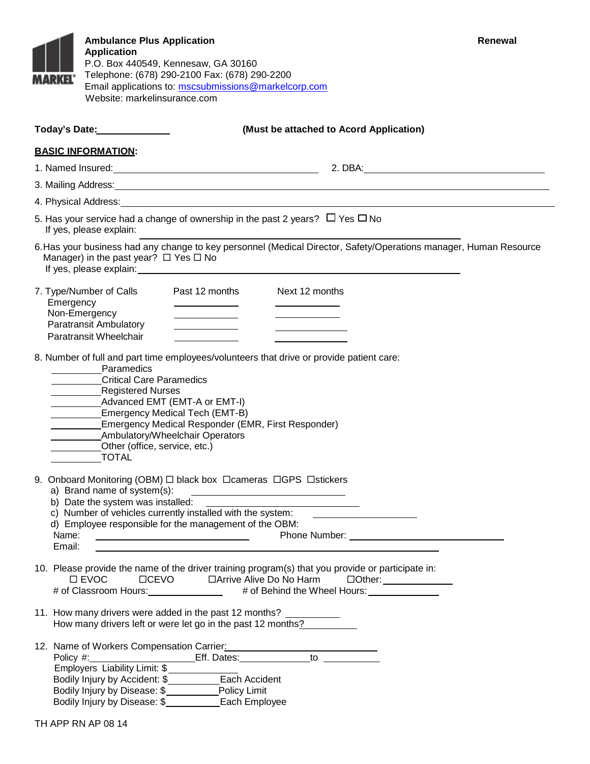**Ambulance Plus Application** **Renewal**
**Application**
P.O. Box 440549, Kennesaw, GA 30160
Telephone: (678) 290-2100 Fax: (678) 290-2200
Email applications to: mscsubmissions@markelcorp.com
Website: markelinsurance.com

**Today's Date:**\_\_\_\_\_\_\_\_\_\_\_\_ **(Must be attached to Acord Application)**

**BASIC INFORMATION:**

1. Named Insured:\_\_\_\_\_\_\_\_\_\_\_\_\_\_\_\_\_\_\_\_ 2. DBA:\_\_\_\_\_\_\_\_\_\_\_\_\_\_\_\_\_\_\_\_

3. Mailing Address:\_\_\_\_\_\_\_\_\_\_\_\_\_\_\_\_\_\_\_\_\_\_\_\_\_\_\_\_\_\_\_\_\_\_\_\_\_\_\_\_

4. Physical Address:\_\_\_\_\_\_\_\_\_\_\_\_\_\_\_\_\_\_\_\_\_\_\_\_\_\_\_\_\_\_\_\_\_\_\_\_\_\_\_\_

5. Has your service had a change of ownership in the past 2 years? ☐ Yes ☐ No
   If yes, please explain: \_\_\_\_\_\_\_\_\_\_\_\_\_\_\_\_\_\_\_\_\_\_\_\_\_\_\_\_\_\_

6. Has your business had any change to key personnel (Medical Director, Safety/Operations manager, Human Resource Manager) in the past year? ☐ Yes ☐ No
   If yes, please explain:\_\_\_\_\_\_\_\_\_\_\_\_\_\_\_\_\_\_\_\_\_\_\_\_\_\_\_\_\_\_

7. Type/Number of Calls

| | Past 12 months | Next 12 months |
|---|---|---|
| Emergency | | |
| Non-Emergency | | |
| Paratransit Ambulatory | | |
| Paratransit Wheelchair | | |

8. Number of full and part time employees/volunteers that drive or provide patient care:
   - \_\_\_\_\_\_\_\_ Paramedics
   - \_\_\_\_\_\_\_\_ Critical Care Paramedics
   - \_\_\_\_\_\_\_\_ Registered Nurses
   - \_\_\_\_\_\_\_\_ Advanced EMT (EMT-A or EMT-I)
   - \_\_\_\_\_\_\_\_ Emergency Medical Tech (EMT-B)
   - \_\_\_\_\_\_\_\_ Emergency Medical Responder (EMR, First Responder)
   - \_\_\_\_\_\_\_\_ Ambulatory/Wheelchair Operators
   - \_\_\_\_\_\_\_\_ Other (office, service, etc.)
   - \_\_\_\_\_\_\_\_ TOTAL

9. Onboard Monitoring (OBM) ☐ black box ☐cameras ☐GPS ☐stickers
   a) Brand name of system(s): \_\_\_\_\_\_\_\_\_\_\_\_\_\_\_\_\_\_\_\_
   b) Date the system was installed: \_\_\_\_\_\_\_\_\_\_\_\_\_\_\_\_\_\_\_\_
   c) Number of vehicles currently installed with the system: \_\_\_\_\_\_\_\_\_\_\_\_
   d) Employee responsible for the management of the OBM:
   Name: \_\_\_\_\_\_\_\_\_\_\_\_\_\_\_\_\_\_\_\_ Phone Number: \_\_\_\_\_\_\_\_\_\_\_\_\_\_\_\_\_\_\_\_
   Email: \_\_\_\_\_\_\_\_\_\_\_\_\_\_\_\_\_\_\_\_\_\_\_\_\_\_\_\_\_\_

10. Please provide the name of the driver training program(s) that you provide or participate in:
    ☐ EVOC ☐CEVO ☐Arrive Alive Do No Harm ☐Other:\_\_\_\_\_\_\_\_\_\_\_\_
    # of Classroom Hours:\_\_\_\_\_\_\_\_\_\_\_\_ # of Behind the Wheel Hours:\_\_\_\_\_\_\_\_\_\_\_\_

11. How many drivers were added in the past 12 months? \_\_\_\_\_\_\_\_\_\_
    How many drivers left or were let go in the past 12 months?\_\_\_\_\_\_\_\_\_\_

12. Name of Workers Compensation Carrier:\_\_\_\_\_\_\_\_\_\_\_\_\_\_\_\_\_\_\_\_
    Policy #:\_\_\_\_\_\_\_\_\_\_\_\_\_\_\_\_ Eff. Dates:\_\_\_\_\_\_\_\_\_\_\_\_ to \_\_\_\_\_\_\_\_\_\_
    Employers Liability Limit: $\_\_\_\_\_\_\_\_\_\_
    Bodily Injury by Accident: $\_\_\_\_\_\_\_\_\_\_ Each Accident
    Bodily Injury by Disease: $\_\_\_\_\_\_\_\_\_\_ Policy Limit
    Bodily Injury by Disease: $\_\_\_\_\_\_\_\_\_\_ Each Employee

TH APP RN AP 08 14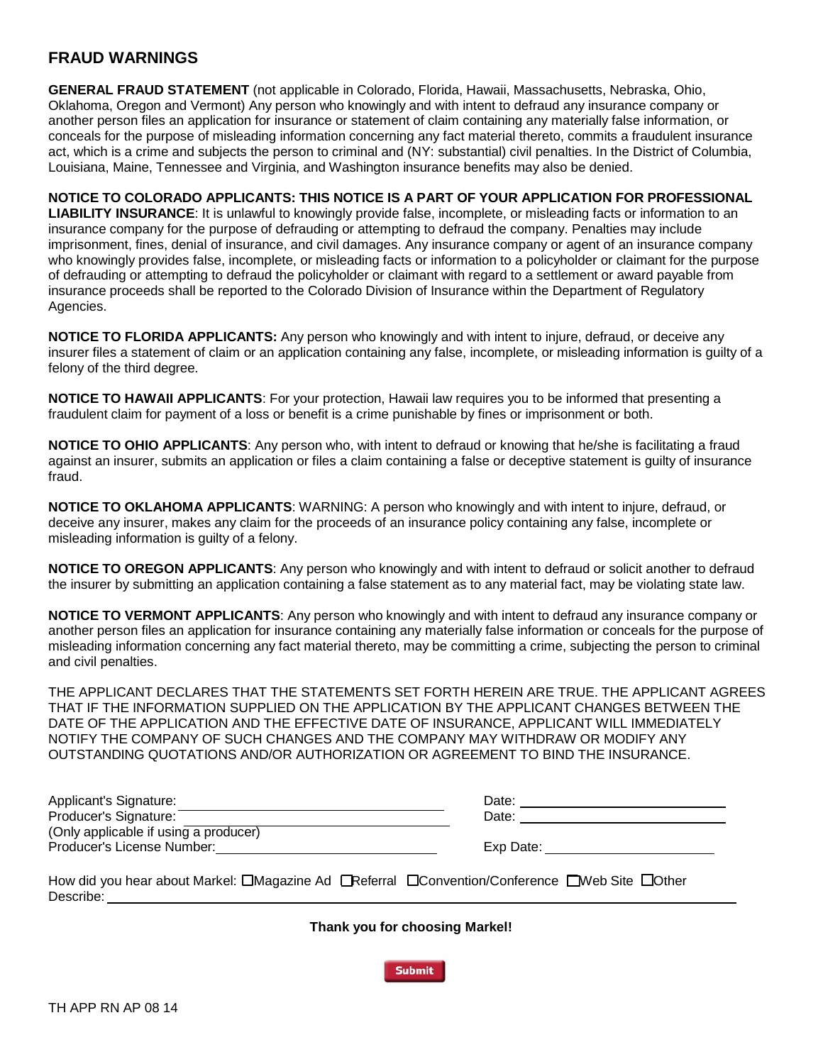## FRAUD WARNINGS

**GENERAL FRAUD STATEMENT** (not applicable in Colorado, Florida, Hawaii, Massachusetts, Nebraska, Ohio, Oklahoma, Oregon and Vermont) Any person who knowingly and with intent to defraud any insurance company or another person files an application for insurance or statement of claim containing any materially false information, or conceals for the purpose of misleading information concerning any fact material thereto, commits a fraudulent insurance act, which is a crime and subjects the person to criminal and (NY: substantial) civil penalties. In the District of Columbia, Louisiana, Maine, Tennessee and Virginia, and Washington insurance benefits may also be denied.

**NOTICE TO COLORADO APPLICANTS: THIS NOTICE IS A PART OF YOUR APPLICATION FOR PROFESSIONAL LIABILITY INSURANCE**: It is unlawful to knowingly provide false, incomplete, or misleading facts or information to an insurance company for the purpose of defrauding or attempting to defraud the company. Penalties may include imprisonment, fines, denial of insurance, and civil damages. Any insurance company or agent of an insurance company who knowingly provides false, incomplete, or misleading facts or information to a policyholder or claimant for the purpose of defrauding or attempting to defraud the policyholder or claimant with regard to a settlement or award payable from insurance proceeds shall be reported to the Colorado Division of Insurance within the Department of Regulatory Agencies.

**NOTICE TO FLORIDA APPLICANTS:** Any person who knowingly and with intent to injure, defraud, or deceive any insurer files a statement of claim or an application containing any false, incomplete, or misleading information is guilty of a felony of the third degree.

**NOTICE TO HAWAII APPLICANTS**: For your protection, Hawaii law requires you to be informed that presenting a fraudulent claim for payment of a loss or benefit is a crime punishable by fines or imprisonment or both.

**NOTICE TO OHIO APPLICANTS**: Any person who, with intent to defraud or knowing that he/she is facilitating a fraud against an insurer, submits an application or files a claim containing a false or deceptive statement is guilty of insurance fraud.

**NOTICE TO OKLAHOMA APPLICANTS**: WARNING: A person who knowingly and with intent to injure, defraud, or deceive any insurer, makes any claim for the proceeds of an insurance policy containing any false, incomplete or misleading information is guilty of a felony.

**NOTICE TO OREGON APPLICANTS**: Any person who knowingly and with intent to defraud or solicit another to defraud the insurer by submitting an application containing a false statement as to any material fact, may be violating state law.

**NOTICE TO VERMONT APPLICANTS**: Any person who knowingly and with intent to defraud any insurance company or another person files an application for insurance containing any materially false information or conceals for the purpose of misleading information concerning any fact material thereto, may be committing a crime, subjecting the person to criminal and civil penalties.

THE APPLICANT DECLARES THAT THE STATEMENTS SET FORTH HEREIN ARE TRUE. THE APPLICANT AGREES THAT IF THE INFORMATION SUPPLIED ON THE APPLICATION BY THE APPLICANT CHANGES BETWEEN THE DATE OF THE APPLICATION AND THE EFFECTIVE DATE OF INSURANCE, APPLICANT WILL IMMEDIATELY NOTIFY THE COMPANY OF SUCH CHANGES AND THE COMPANY MAY WITHDRAW OR MODIFY ANY OUTSTANDING QUOTATIONS AND/OR AUTHORIZATION OR AGREEMENT TO BIND THE INSURANCE.

Applicant's Signature: ______________________________ Date: ______________________

Producer's Signature: ______________________________ Date: ______________________
(Only applicable if using a producer)

Producer's License Number: __________________________ Exp Date: __________________

How did you hear about Markel: ☐Magazine Ad ☐Referral ☐Convention/Conference ☐Web Site ☐Other
Describe: ____________________________________________________________

**Thank you for choosing Markel!**

Submit

TH APP RN AP 08 14